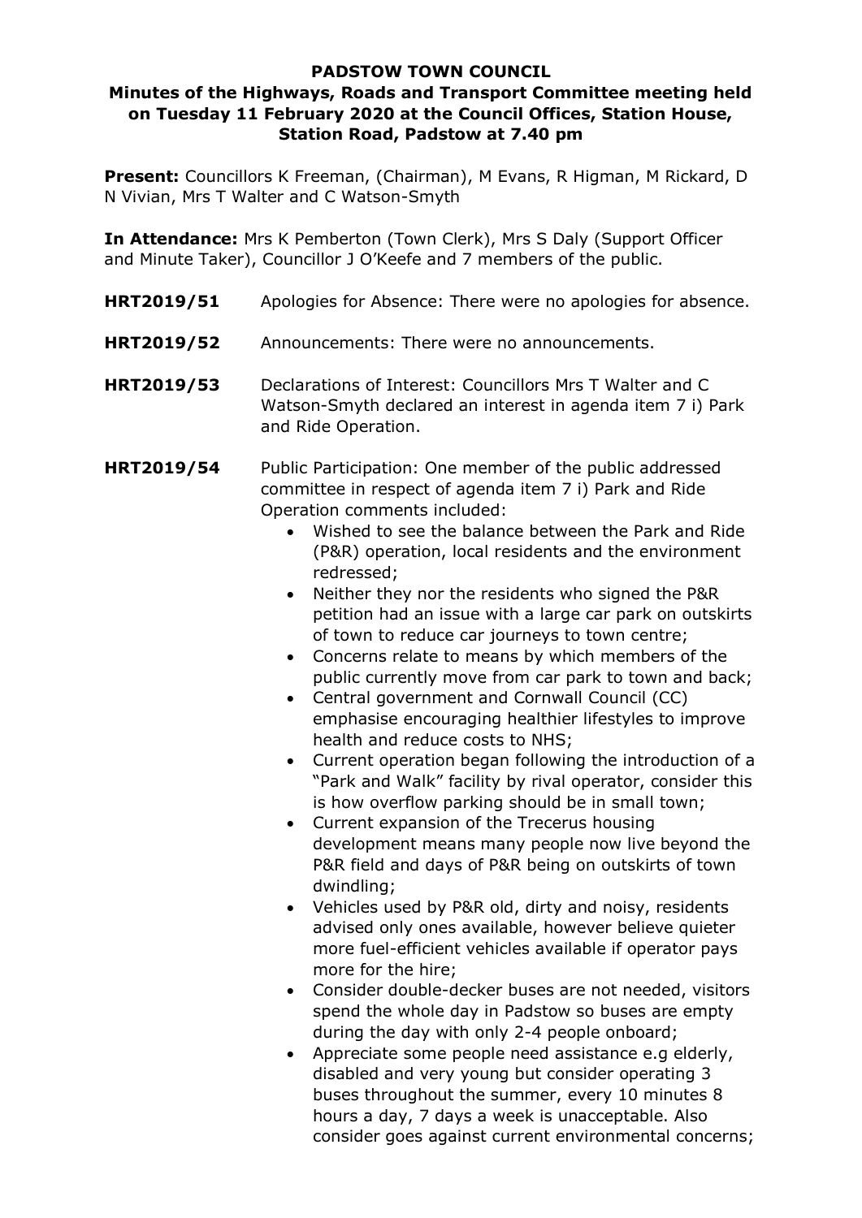**PADSTOW TOWN COUNCIL**

**Minutes of the Highways, Roads and Transport Committee meeting held on Tuesday 11 February 2020 at the Council Offices, Station House, Station Road, Padstow at 7.40 pm**

**Present:** Councillors K Freeman, (Chairman), M Evans, R Higman, M Rickard, D N Vivian, Mrs T Walter and C Watson-Smyth

**In Attendance:** Mrs K Pemberton (Town Clerk), Mrs S Daly (Support Officer and Minute Taker), Councillor J O'Keefe and 7 members of the public.

**HRT2019/51** Apologies for Absence: There were no apologies for absence.

**HRT2019/52** Announcements: There were no announcements.

**HRT2019/53** Declarations of Interest: Councillors Mrs T Walter and C Watson-Smyth declared an interest in agenda item 7 i) Park and Ride Operation.

**HRT2019/54** Public Participation: One member of the public addressed committee in respect of agenda item 7 i) Park and Ride Operation comments included:

- Wished to see the balance between the Park and Ride (P&R) operation, local residents and the environment redressed;
- Neither they nor the residents who signed the P&R petition had an issue with a large car park on outskirts of town to reduce car journeys to town centre;
- Concerns relate to means by which members of the public currently move from car park to town and back;
- Central government and Cornwall Council (CC) emphasise encouraging healthier lifestyles to improve health and reduce costs to NHS;
- Current operation began following the introduction of a "Park and Walk" facility by rival operator, consider this is how overflow parking should be in small town;
- Current expansion of the Trecerus housing development means many people now live beyond the P&R field and days of P&R being on outskirts of town dwindling;
- Vehicles used by P&R old, dirty and noisy, residents advised only ones available, however believe quieter more fuel-efficient vehicles available if operator pays more for the hire;
- Consider double-decker buses are not needed, visitors spend the whole day in Padstow so buses are empty during the day with only 2-4 people onboard;
- Appreciate some people need assistance e.g elderly, disabled and very young but consider operating 3 buses throughout the summer, every 10 minutes 8 hours a day, 7 days a week is unacceptable. Also consider goes against current environmental concerns;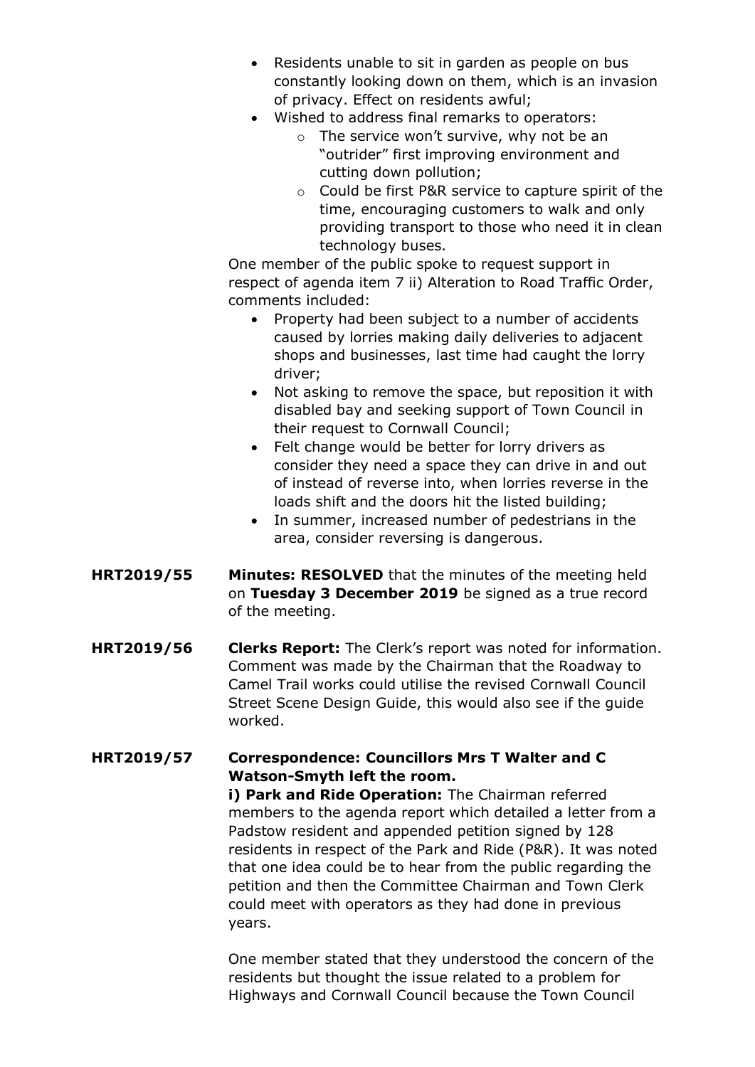- Residents unable to sit in garden as people on bus constantly looking down on them, which is an invasion of privacy. Effect on residents awful;
- Wished to address final remarks to operators:
  - The service won't survive, why not be an "outrider" first improving environment and cutting down pollution;
  - Could be first P&R service to capture spirit of the time, encouraging customers to walk and only providing transport to those who need it in clean technology buses.

One member of the public spoke to request support in respect of agenda item 7 ii) Alteration to Road Traffic Order, comments included:

- Property had been subject to a number of accidents caused by lorries making daily deliveries to adjacent shops and businesses, last time had caught the lorry driver;
- Not asking to remove the space, but reposition it with disabled bay and seeking support of Town Council in their request to Cornwall Council;
- Felt change would be better for lorry drivers as consider they need a space they can drive in and out of instead of reverse into, when lorries reverse in the loads shift and the doors hit the listed building;
- In summer, increased number of pedestrians in the area, consider reversing is dangerous.

**HRT2019/55** **Minutes: RESOLVED** that the minutes of the meeting held on **Tuesday 3 December 2019** be signed as a true record of the meeting.

**HRT2019/56** **Clerks Report:** The Clerk's report was noted for information. Comment was made by the Chairman that the Roadway to Camel Trail works could utilise the revised Cornwall Council Street Scene Design Guide, this would also see if the guide worked.

**HRT2019/57** **Correspondence: Councillors Mrs T Walter and C Watson-Smyth left the room.**

**i) Park and Ride Operation:** The Chairman referred members to the agenda report which detailed a letter from a Padstow resident and appended petition signed by 128 residents in respect of the Park and Ride (P&R). It was noted that one idea could be to hear from the public regarding the petition and then the Committee Chairman and Town Clerk could meet with operators as they had done in previous years.

One member stated that they understood the concern of the residents but thought the issue related to a problem for Highways and Cornwall Council because the Town Council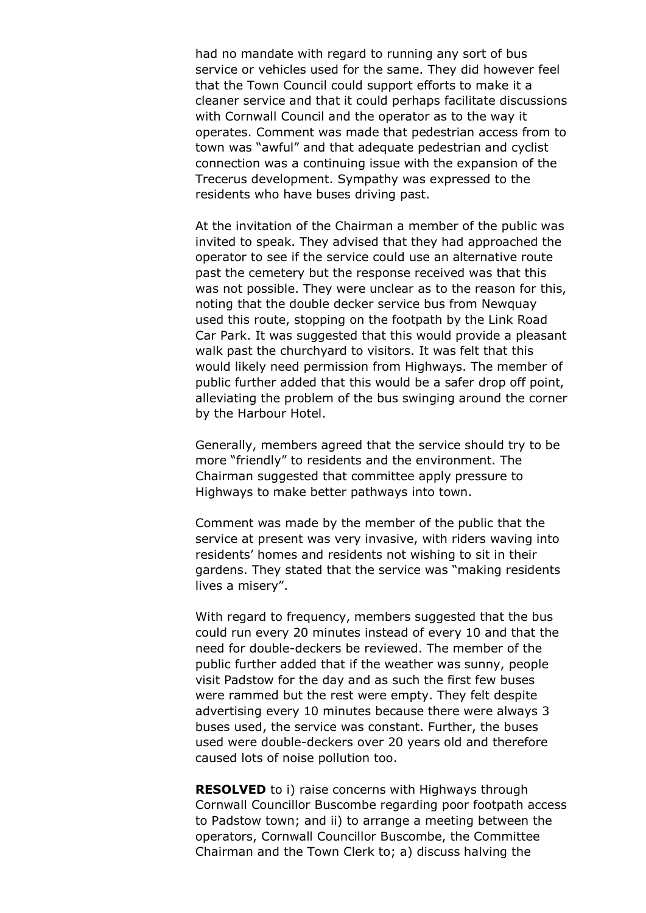had no mandate with regard to running any sort of bus service or vehicles used for the same. They did however feel that the Town Council could support efforts to make it a cleaner service and that it could perhaps facilitate discussions with Cornwall Council and the operator as to the way it operates. Comment was made that pedestrian access from to town was "awful" and that adequate pedestrian and cyclist connection was a continuing issue with the expansion of the Trecerus development. Sympathy was expressed to the residents who have buses driving past.

At the invitation of the Chairman a member of the public was invited to speak. They advised that they had approached the operator to see if the service could use an alternative route past the cemetery but the response received was that this was not possible. They were unclear as to the reason for this, noting that the double decker service bus from Newquay used this route, stopping on the footpath by the Link Road Car Park. It was suggested that this would provide a pleasant walk past the churchyard to visitors. It was felt that this would likely need permission from Highways. The member of public further added that this would be a safer drop off point, alleviating the problem of the bus swinging around the corner by the Harbour Hotel.

Generally, members agreed that the service should try to be more "friendly" to residents and the environment. The Chairman suggested that committee apply pressure to Highways to make better pathways into town.

Comment was made by the member of the public that the service at present was very invasive, with riders waving into residents' homes and residents not wishing to sit in their gardens. They stated that the service was "making residents lives a misery".

With regard to frequency, members suggested that the bus could run every 20 minutes instead of every 10 and that the need for double-deckers be reviewed. The member of the public further added that if the weather was sunny, people visit Padstow for the day and as such the first few buses were rammed but the rest were empty. They felt despite advertising every 10 minutes because there were always 3 buses used, the service was constant. Further, the buses used were double-deckers over 20 years old and therefore caused lots of noise pollution too.

**RESOLVED** to i) raise concerns with Highways through Cornwall Councillor Buscombe regarding poor footpath access to Padstow town; and ii) to arrange a meeting between the operators, Cornwall Councillor Buscombe, the Committee Chairman and the Town Clerk to; a) discuss halving the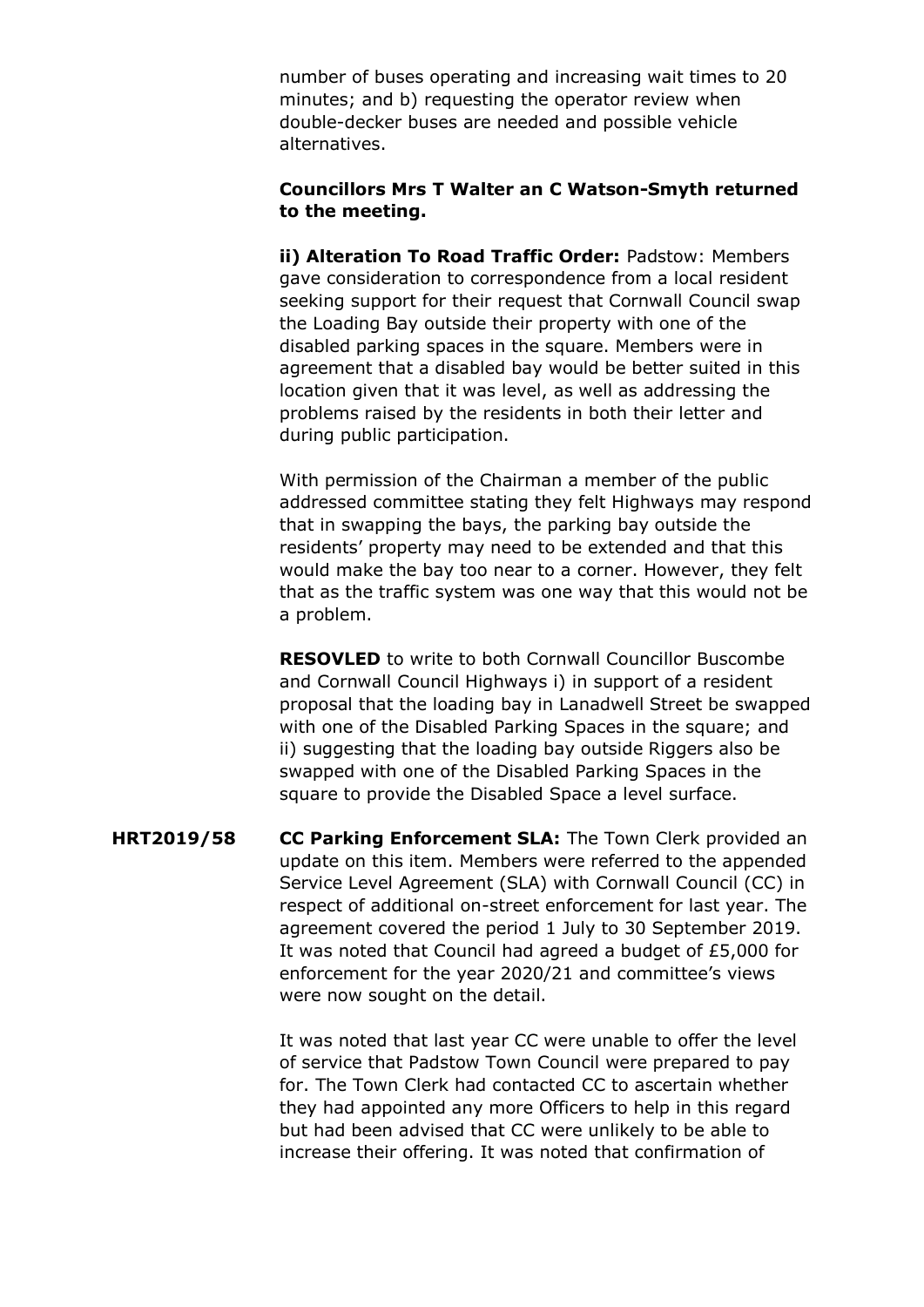number of buses operating and increasing wait times to 20 minutes; and b) requesting the operator review when double-decker buses are needed and possible vehicle alternatives.

**Councillors Mrs T Walter an C Watson-Smyth returned to the meeting.**

**ii) Alteration To Road Traffic Order:** Padstow: Members gave consideration to correspondence from a local resident seeking support for their request that Cornwall Council swap the Loading Bay outside their property with one of the disabled parking spaces in the square. Members were in agreement that a disabled bay would be better suited in this location given that it was level, as well as addressing the problems raised by the residents in both their letter and during public participation.

With permission of the Chairman a member of the public addressed committee stating they felt Highways may respond that in swapping the bays, the parking bay outside the residents' property may need to be extended and that this would make the bay too near to a corner. However, they felt that as the traffic system was one way that this would not be a problem.

**RESOVLED** to write to both Cornwall Councillor Buscombe and Cornwall Council Highways i) in support of a resident proposal that the loading bay in Lanadwell Street be swapped with one of the Disabled Parking Spaces in the square; and ii) suggesting that the loading bay outside Riggers also be swapped with one of the Disabled Parking Spaces in the square to provide the Disabled Space a level surface.

**HRT2019/58** **CC Parking Enforcement SLA:** The Town Clerk provided an update on this item. Members were referred to the appended Service Level Agreement (SLA) with Cornwall Council (CC) in respect of additional on-street enforcement for last year. The agreement covered the period 1 July to 30 September 2019. It was noted that Council had agreed a budget of £5,000 for enforcement for the year 2020/21 and committee's views were now sought on the detail.

It was noted that last year CC were unable to offer the level of service that Padstow Town Council were prepared to pay for. The Town Clerk had contacted CC to ascertain whether they had appointed any more Officers to help in this regard but had been advised that CC were unlikely to be able to increase their offering. It was noted that confirmation of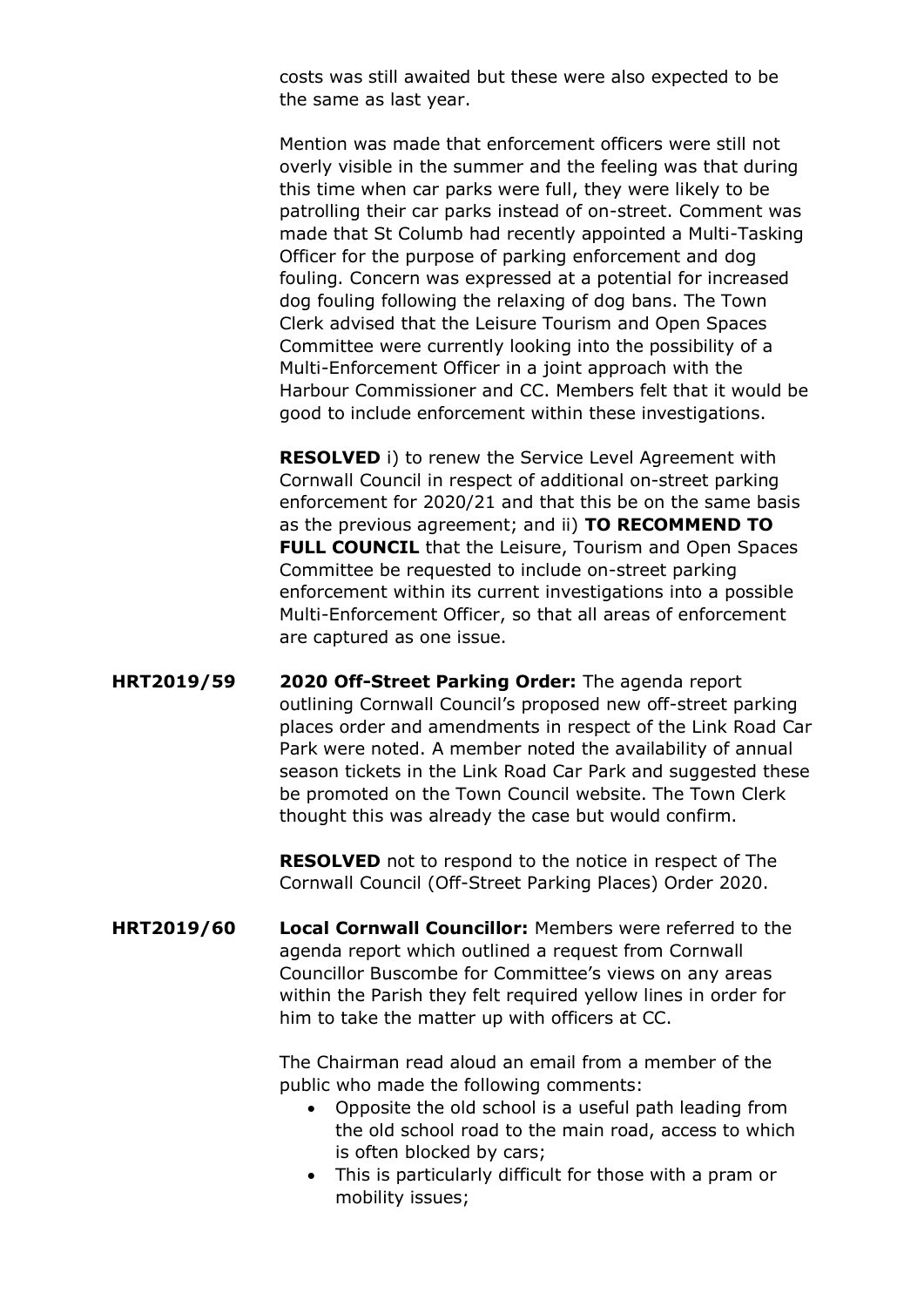costs was still awaited but these were also expected to be the same as last year.

Mention was made that enforcement officers were still not overly visible in the summer and the feeling was that during this time when car parks were full, they were likely to be patrolling their car parks instead of on-street. Comment was made that St Columb had recently appointed a Multi-Tasking Officer for the purpose of parking enforcement and dog fouling. Concern was expressed at a potential for increased dog fouling following the relaxing of dog bans. The Town Clerk advised that the Leisure Tourism and Open Spaces Committee were currently looking into the possibility of a Multi-Enforcement Officer in a joint approach with the Harbour Commissioner and CC. Members felt that it would be good to include enforcement within these investigations.

**RESOLVED** i) to renew the Service Level Agreement with Cornwall Council in respect of additional on-street parking enforcement for 2020/21 and that this be on the same basis as the previous agreement; and ii) **TO RECOMMEND TO FULL COUNCIL** that the Leisure, Tourism and Open Spaces Committee be requested to include on-street parking enforcement within its current investigations into a possible Multi-Enforcement Officer, so that all areas of enforcement are captured as one issue.

**HRT2019/59** **2020 Off-Street Parking Order:** The agenda report outlining Cornwall Council's proposed new off-street parking places order and amendments in respect of the Link Road Car Park were noted. A member noted the availability of annual season tickets in the Link Road Car Park and suggested these be promoted on the Town Council website. The Town Clerk thought this was already the case but would confirm.

**RESOLVED** not to respond to the notice in respect of The Cornwall Council (Off-Street Parking Places) Order 2020.

**HRT2019/60** **Local Cornwall Councillor:** Members were referred to the agenda report which outlined a request from Cornwall Councillor Buscombe for Committee's views on any areas within the Parish they felt required yellow lines in order for him to take the matter up with officers at CC.

The Chairman read aloud an email from a member of the public who made the following comments:

- Opposite the old school is a useful path leading from the old school road to the main road, access to which is often blocked by cars;
- This is particularly difficult for those with a pram or mobility issues;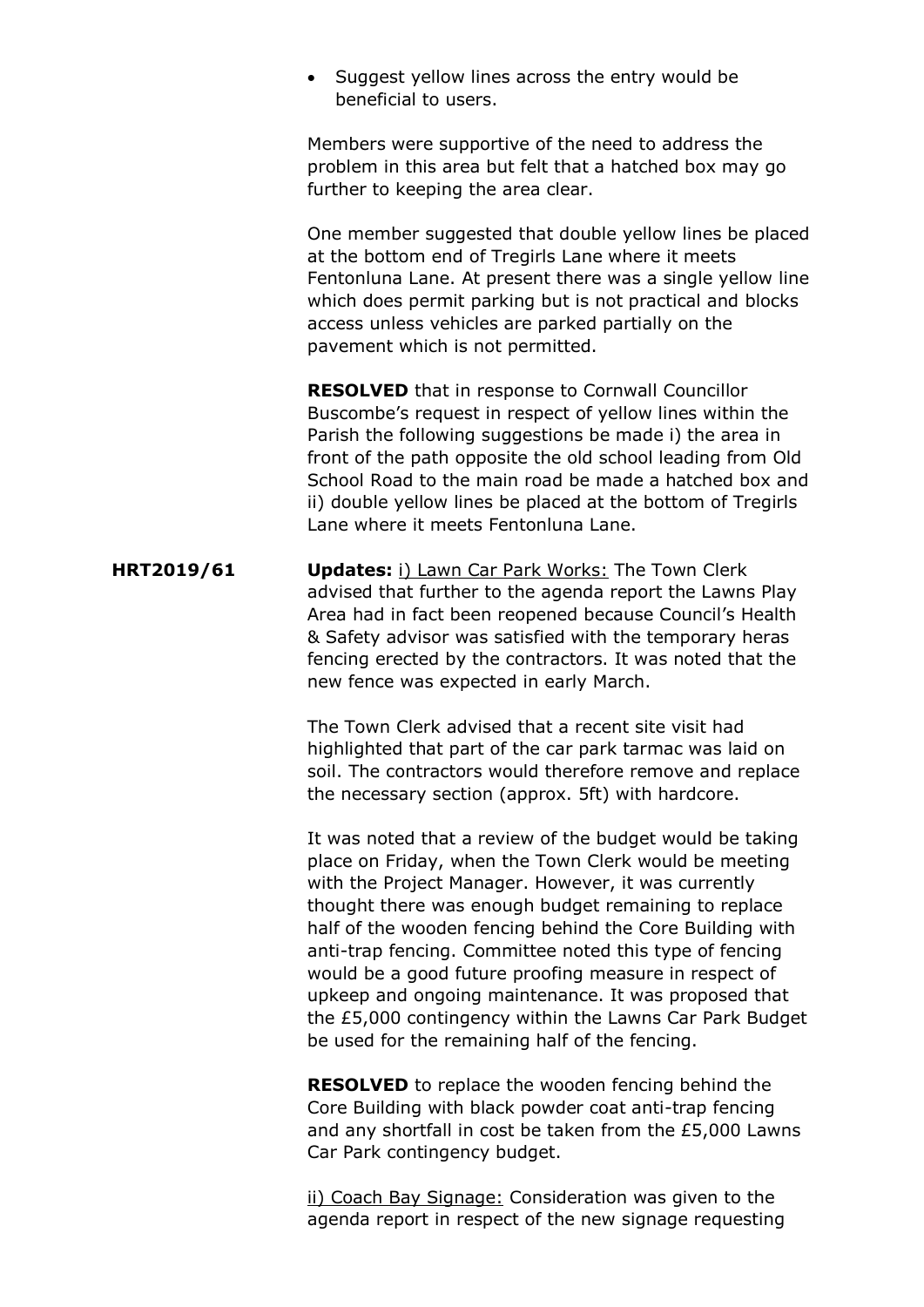- Suggest yellow lines across the entry would be beneficial to users.

Members were supportive of the need to address the problem in this area but felt that a hatched box may go further to keeping the area clear.

One member suggested that double yellow lines be placed at the bottom end of Tregirls Lane where it meets Fentonluna Lane. At present there was a single yellow line which does permit parking but is not practical and blocks access unless vehicles are parked partially on the pavement which is not permitted.

**RESOLVED** that in response to Cornwall Councillor Buscombe's request in respect of yellow lines within the Parish the following suggestions be made i) the area in front of the path opposite the old school leading from Old School Road to the main road be made a hatched box and ii) double yellow lines be placed at the bottom of Tregirls Lane where it meets Fentonluna Lane.

**HRT2019/61** **Updates:** i) Lawn Car Park Works: The Town Clerk advised that further to the agenda report the Lawns Play Area had in fact been reopened because Council's Health & Safety advisor was satisfied with the temporary heras fencing erected by the contractors. It was noted that the new fence was expected in early March.

The Town Clerk advised that a recent site visit had highlighted that part of the car park tarmac was laid on soil. The contractors would therefore remove and replace the necessary section (approx. 5ft) with hardcore.

It was noted that a review of the budget would be taking place on Friday, when the Town Clerk would be meeting with the Project Manager. However, it was currently thought there was enough budget remaining to replace half of the wooden fencing behind the Core Building with anti-trap fencing. Committee noted this type of fencing would be a good future proofing measure in respect of upkeep and ongoing maintenance. It was proposed that the £5,000 contingency within the Lawns Car Park Budget be used for the remaining half of the fencing.

**RESOLVED** to replace the wooden fencing behind the Core Building with black powder coat anti-trap fencing and any shortfall in cost be taken from the £5,000 Lawns Car Park contingency budget.

ii) Coach Bay Signage: Consideration was given to the agenda report in respect of the new signage requesting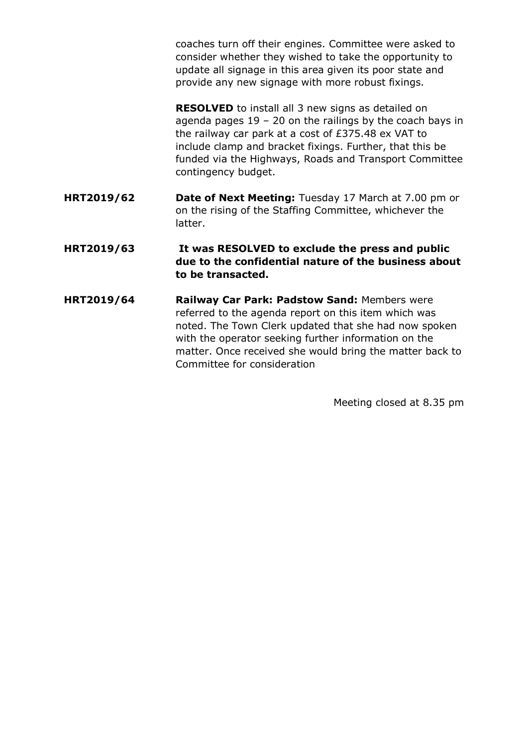coaches turn off their engines. Committee were asked to consider whether they wished to take the opportunity to update all signage in this area given its poor state and provide any new signage with more robust fixings.

**RESOLVED** to install all 3 new signs as detailed on agenda pages 19 – 20 on the railings by the coach bays in the railway car park at a cost of £375.48 ex VAT to include clamp and bracket fixings. Further, that this be funded via the Highways, Roads and Transport Committee contingency budget.

**HRT2019/62** **Date of Next Meeting:** Tuesday 17 March at 7.00 pm or on the rising of the Staffing Committee, whichever the latter.

**HRT2019/63** **It was RESOLVED to exclude the press and public due to the confidential nature of the business about to be transacted.**

**HRT2019/64** **Railway Car Park: Padstow Sand:** Members were referred to the agenda report on this item which was noted. The Town Clerk updated that she had now spoken with the operator seeking further information on the matter. Once received she would bring the matter back to Committee for consideration

Meeting closed at 8.35 pm